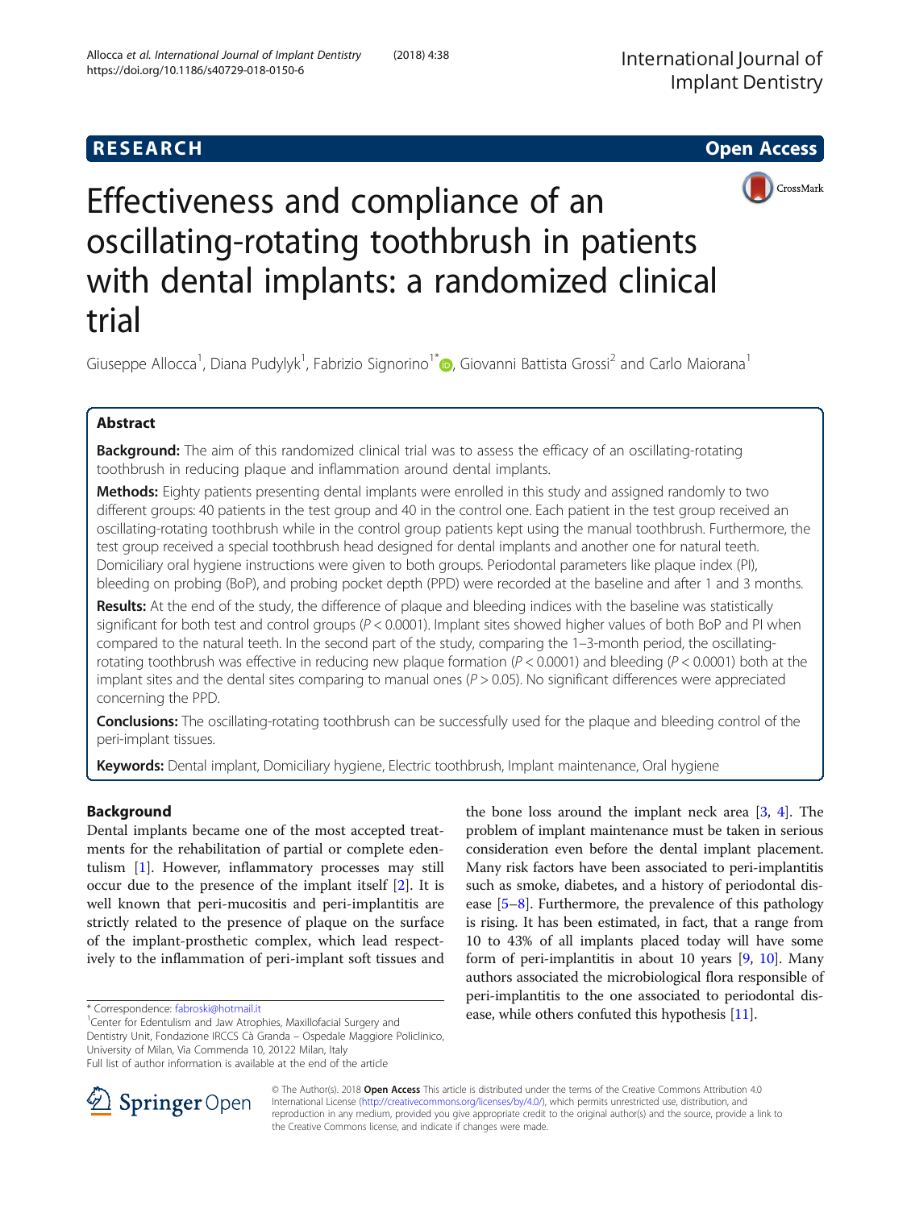RESEARCH

Open Access

# Effectiveness and compliance of an oscillating-rotating toothbrush in patients with dental implants: a randomized clinical trial

Giuseppe Allocca[1], Diana Pudylyk[1], Fabrizio Signorino[1*], Giovanni Battista Grossi[2] and Carlo Maiorana[1]

## Abstract

**Background:** The aim of this randomized clinical trial was to assess the efficacy of an oscillating-rotating toothbrush in reducing plaque and inflammation around dental implants.

**Methods:** Eighty patients presenting dental implants were enrolled in this study and assigned randomly to two different groups: 40 patients in the test group and 40 in the control one. Each patient in the test group received an oscillating-rotating toothbrush while in the control group patients kept using the manual toothbrush. Furthermore, the test group received a special toothbrush head designed for dental implants and another one for natural teeth. Domiciliary oral hygiene instructions were given to both groups. Periodontal parameters like plaque index (PI), bleeding on probing (BoP), and probing pocket depth (PPD) were recorded at the baseline and after 1 and 3 months.

**Results:** At the end of the study, the difference of plaque and bleeding indices with the baseline was statistically significant for both test and control groups ($P < 0.0001$). Implant sites showed higher values of both BoP and PI when compared to the natural teeth. In the second part of the study, comparing the 1–3-month period, the oscillating-rotating toothbrush was effective in reducing new plaque formation ($P < 0.0001$) and bleeding ($P < 0.0001$) both at the implant sites and the dental sites comparing to manual ones ($P > 0.05$). No significant differences were appreciated concerning the PPD.

**Conclusions:** The oscillating-rotating toothbrush can be successfully used for the plaque and bleeding control of the peri-implant tissues.

**Keywords:** Dental implant, Domiciliary hygiene, Electric toothbrush, Implant maintenance, Oral hygiene

## Background

Dental implants became one of the most accepted treatments for the rehabilitation of partial or complete edentulism [1]. However, inflammatory processes may still occur due to the presence of the implant itself [2]. It is well known that peri-mucositis and peri-implantitis are strictly related to the presence of plaque on the surface of the implant-prosthetic complex, which lead respectively to the inflammation of peri-implant soft tissues and the bone loss around the implant neck area [3, 4]. The problem of implant maintenance must be taken in serious consideration even before the dental implant placement. Many risk factors have been associated to peri-implantitis such as smoke, diabetes, and a history of periodontal disease [5–8]. Furthermore, the prevalence of this pathology is rising. It has been estimated, in fact, that a range from 10 to 43% of all implants placed today will have some form of peri-implantitis in about 10 years [9, 10]. Many authors associated the microbiological flora responsible of peri-implantitis to the one associated to periodontal disease, while others confuted this hypothesis [11].

* Correspondence: fabroski@hotmail.it
[1]Center for Edentulism and Jaw Atrophies, Maxillofacial Surgery and Dentistry Unit, Fondazione IRCCS Cà Granda – Ospedale Maggiore Policlinico, University of Milan, Via Commenda 10, 20122 Milan, Italy
Full list of author information is available at the end of the article

© The Author(s). 2018 **Open Access** This article is distributed under the terms of the Creative Commons Attribution 4.0 International License (http://creativecommons.org/licenses/by/4.0/), which permits unrestricted use, distribution, and reproduction in any medium, provided you give appropriate credit to the original author(s) and the source, provide a link to the Creative Commons license, and indicate if changes were made.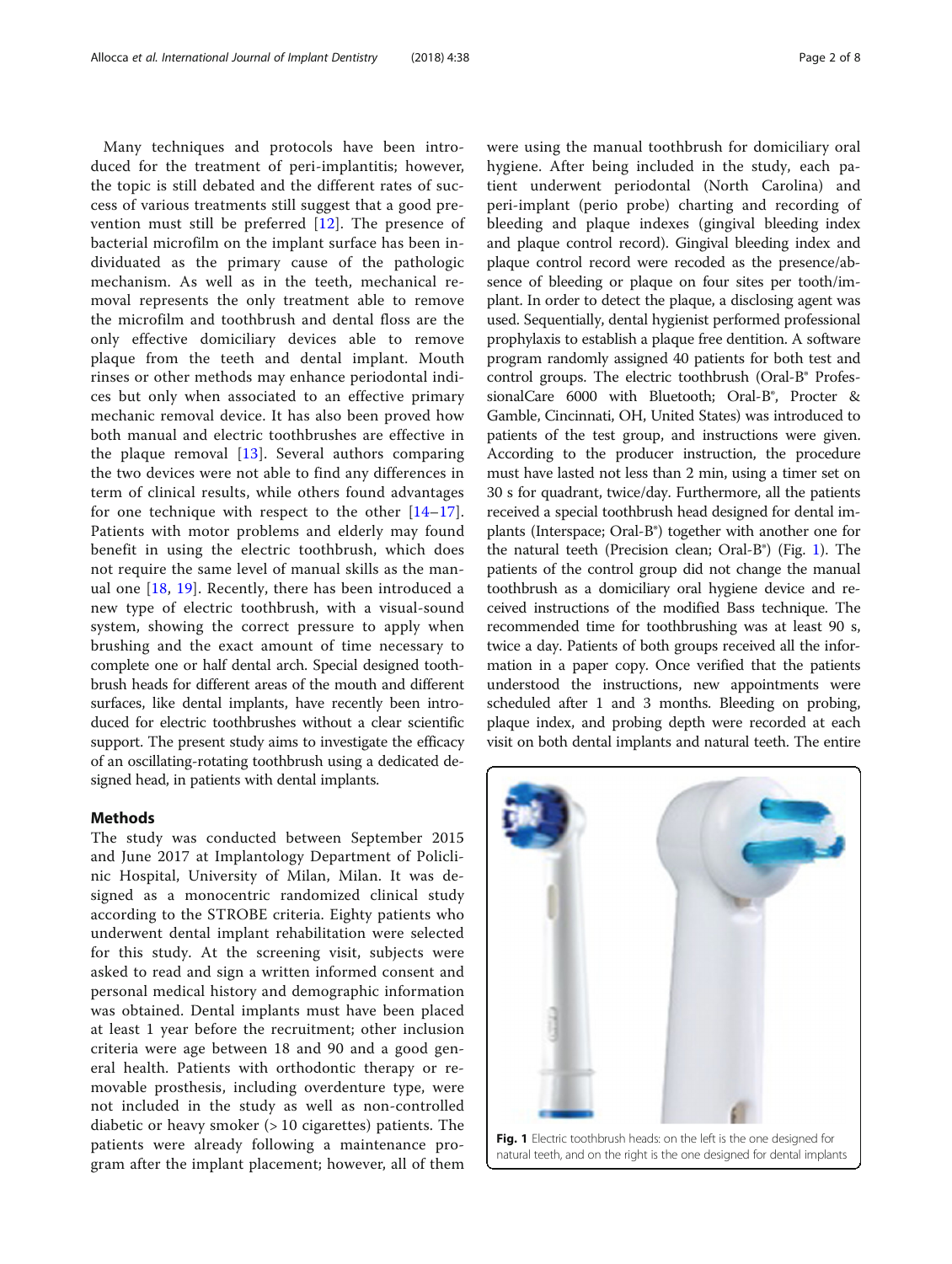Many techniques and protocols have been introduced for the treatment of peri-implantitis; however, the topic is still debated and the different rates of success of various treatments still suggest that a good prevention must still be preferred [12]. The presence of bacterial microfilm on the implant surface has been individuated as the primary cause of the pathologic mechanism. As well as in the teeth, mechanical removal represents the only treatment able to remove the microfilm and toothbrush and dental floss are the only effective domiciliary devices able to remove plaque from the teeth and dental implant. Mouth rinses or other methods may enhance periodontal indices but only when associated to an effective primary mechanic removal device. It has also been proved how both manual and electric toothbrushes are effective in the plaque removal [13]. Several authors comparing the two devices were not able to find any differences in term of clinical results, while others found advantages for one technique with respect to the other [14–17]. Patients with motor problems and elderly may found benefit in using the electric toothbrush, which does not require the same level of manual skills as the manual one [18, 19]. Recently, there has been introduced a new type of electric toothbrush, with a visual-sound system, showing the correct pressure to apply when brushing and the exact amount of time necessary to complete one or half dental arch. Special designed toothbrush heads for different areas of the mouth and different surfaces, like dental implants, have recently been introduced for electric toothbrushes without a clear scientific support. The present study aims to investigate the efficacy of an oscillating-rotating toothbrush using a dedicated designed head, in patients with dental implants.

## Methods

The study was conducted between September 2015 and June 2017 at Implantology Department of Policlinic Hospital, University of Milan, Milan. It was designed as a monocentric randomized clinical study according to the STROBE criteria. Eighty patients who underwent dental implant rehabilitation were selected for this study. At the screening visit, subjects were asked to read and sign a written informed consent and personal medical history and demographic information was obtained. Dental implants must have been placed at least 1 year before the recruitment; other inclusion criteria were age between 18 and 90 and a good general health. Patients with orthodontic therapy or removable prosthesis, including overdenture type, were not included in the study as well as non-controlled diabetic or heavy smoker (> 10 cigarettes) patients. The patients were already following a maintenance program after the implant placement; however, all of them were using the manual toothbrush for domiciliary oral hygiene. After being included in the study, each patient underwent periodontal (North Carolina) and peri-implant (perio probe) charting and recording of bleeding and plaque indexes (gingival bleeding index and plaque control record). Gingival bleeding index and plaque control record were recoded as the presence/absence of bleeding or plaque on four sites per tooth/implant. In order to detect the plaque, a disclosing agent was used. Sequentially, dental hygienist performed professional prophylaxis to establish a plaque free dentition. A software program randomly assigned 40 patients for both test and control groups. The electric toothbrush (Oral-B® ProfessionalCare 6000 with Bluetooth; Oral-B®, Procter & Gamble, Cincinnati, OH, United States) was introduced to patients of the test group, and instructions were given. According to the producer instruction, the procedure must have lasted not less than 2 min, using a timer set on 30 s for quadrant, twice/day. Furthermore, all the patients received a special toothbrush head designed for dental implants (Interspace; Oral-B®) together with another one for the natural teeth (Precision clean; Oral-B®) (Fig. 1). The patients of the control group did not change the manual toothbrush as a domiciliary oral hygiene device and received instructions of the modified Bass technique. The recommended time for toothbrushing was at least 90 s, twice a day. Patients of both groups received all the information in a paper copy. Once verified that the patients understood the instructions, new appointments were scheduled after 1 and 3 months. Bleeding on probing, plaque index, and probing depth were recorded at each visit on both dental implants and natural teeth. The entire

**Fig. 1** Electric toothbrush heads: on the left is the one designed for natural teeth, and on the right is the one designed for dental implants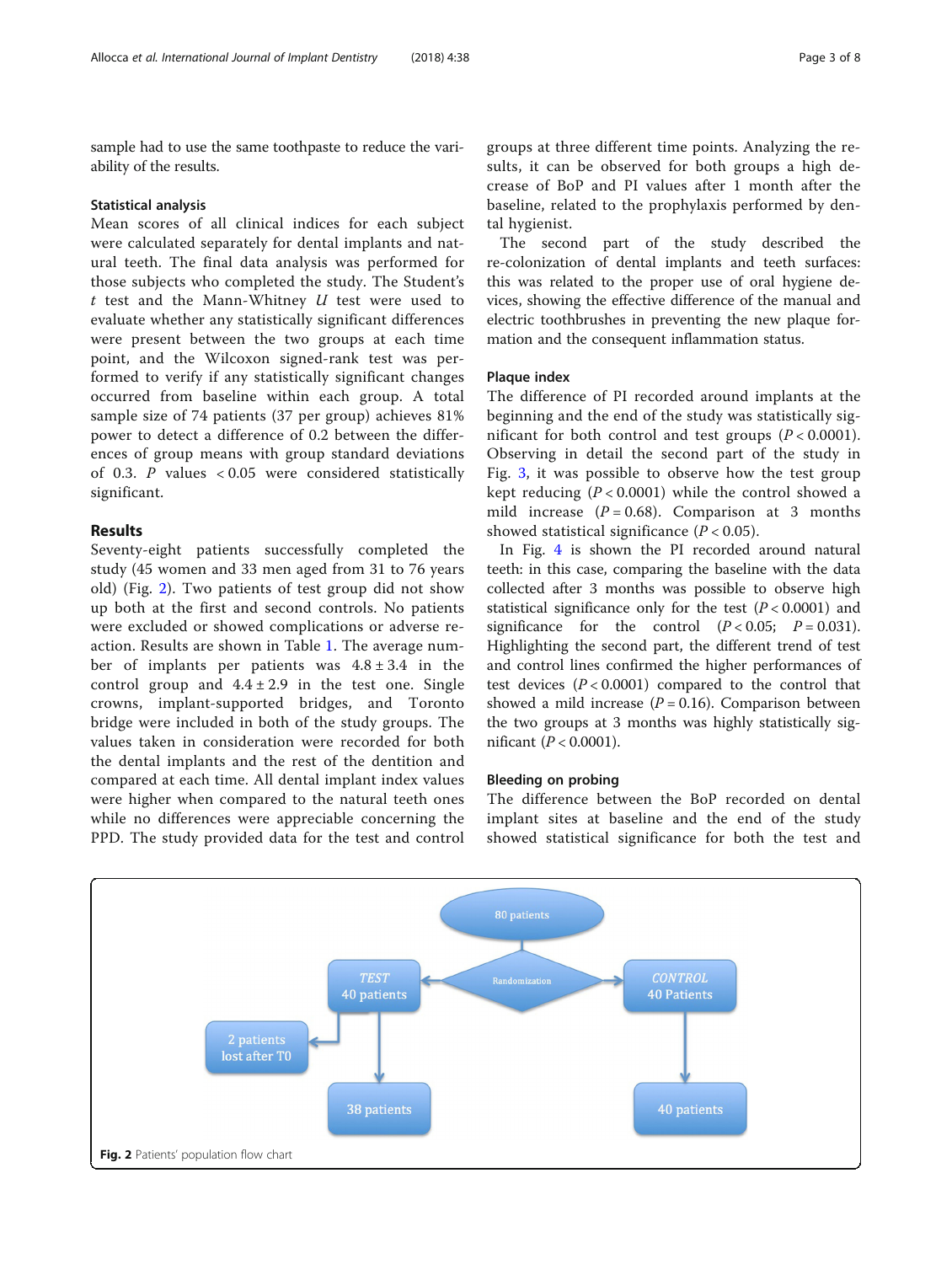sample had to use the same toothpaste to reduce the variability of the results.

### Statistical analysis

Mean scores of all clinical indices for each subject were calculated separately for dental implants and natural teeth. The final data analysis was performed for those subjects who completed the study. The Student's $t$ test and the Mann-Whitney $U$ test were used to evaluate whether any statistically significant differences were present between the two groups at each time point, and the Wilcoxon signed-rank test was performed to verify if any statistically significant changes occurred from baseline within each group. A total sample size of 74 patients (37 per group) achieves 81% power to detect a difference of 0.2 between the differences of group means with group standard deviations of 0.3. $P$ values $< 0.05$ were considered statistically significant.

## Results

Seventy-eight patients successfully completed the study (45 women and 33 men aged from 31 to 76 years old) (Fig. 2). Two patients of test group did not show up both at the first and second controls. No patients were excluded or showed complications or adverse reaction. Results are shown in Table 1. The average number of implants per patients was $4.8 \pm 3.4$ in the control group and $4.4 \pm 2.9$ in the test one. Single crowns, implant-supported bridges, and Toronto bridge were included in both of the study groups. The values taken in consideration were recorded for both the dental implants and the rest of the dentition and compared at each time. All dental implant index values were higher when compared to the natural teeth ones while no differences were appreciable concerning the PPD. The study provided data for the test and control groups at three different time points. Analyzing the results, it can be observed for both groups a high decrease of BoP and PI values after 1 month after the baseline, related to the prophylaxis performed by dental hygienist.

The second part of the study described the re-colonization of dental implants and teeth surfaces: this was related to the proper use of oral hygiene devices, showing the effective difference of the manual and electric toothbrushes in preventing the new plaque formation and the consequent inflammation status.

### Plaque index

The difference of PI recorded around implants at the beginning and the end of the study was statistically significant for both control and test groups ($P < 0.0001$). Observing in detail the second part of the study in Fig. 3, it was possible to observe how the test group kept reducing ($P < 0.0001$) while the control showed a mild increase ($P = 0.68$). Comparison at 3 months showed statistical significance ($P < 0.05$).

In Fig. 4 is shown the PI recorded around natural teeth: in this case, comparing the baseline with the data collected after 3 months was possible to observe high statistical significance only for the test ($P < 0.0001$) and significance for the control ($P < 0.05$; $P = 0.031$). Highlighting the second part, the different trend of test and control lines confirmed the higher performances of test devices ($P < 0.0001$) compared to the control that showed a mild increase ($P = 0.16$). Comparison between the two groups at 3 months was highly statistically significant ($P < 0.0001$).

### Bleeding on probing

The difference between the BoP recorded on dental implant sites at baseline and the end of the study showed statistical significance for both the test and

80 patients → Randomization → TEST 40 patients (2 patients lost after T0) → 38 patients; CONTROL 40 Patients → 40 patients

**Fig. 2** Patients' population flow chart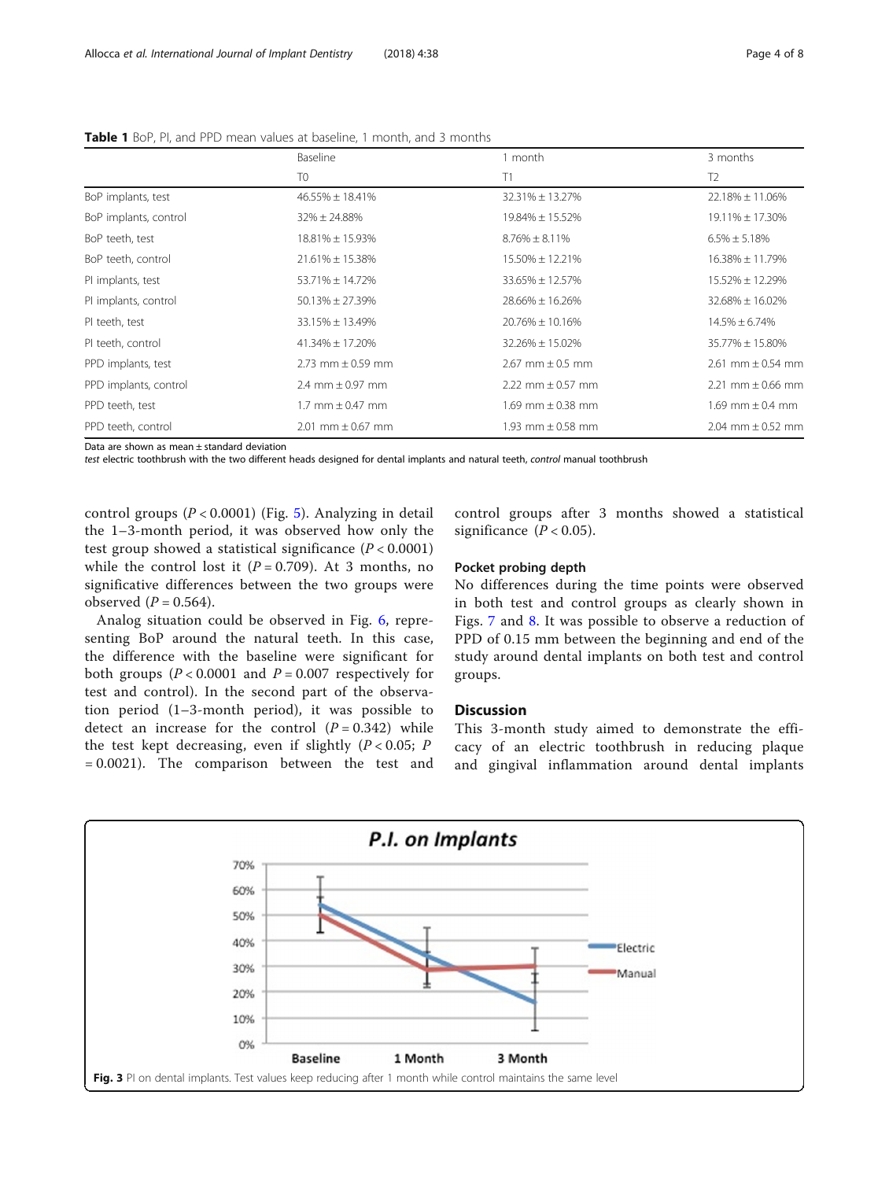**Table 1** BoP, PI, and PPD mean values at baseline, 1 month, and 3 months

| | Baseline | 1 month | 3 months |
|---|---|---|---|
| | T0 | T1 | T2 |
| BoP implants, test | 46.55% ± 18.41% | 32.31% ± 13.27% | 22.18% ± 11.06% |
| BoP implants, control | 32% ± 24.88% | 19.84% ± 15.52% | 19.11% ± 17.30% |
| BoP teeth, test | 18.81% ± 15.93% | 8.76% ± 8.11% | 6.5% ± 5.18% |
| BoP teeth, control | 21.61% ± 15.38% | 15.50% ± 12.21% | 16.38% ± 11.79% |
| PI implants, test | 53.71% ± 14.72% | 33.65% ± 12.57% | 15.52% ± 12.29% |
| PI implants, control | 50.13% ± 27.39% | 28.66% ± 16.26% | 32.68% ± 16.02% |
| PI teeth, test | 33.15% ± 13.49% | 20.76% ± 10.16% | 14.5% ± 6.74% |
| PI teeth, control | 41.34% ± 17.20% | 32.26% ± 15.02% | 35.77% ± 15.80% |
| PPD implants, test | 2.73 mm ± 0.59 mm | 2.67 mm ± 0.5 mm | 2.61 mm ± 0.54 mm |
| PPD implants, control | 2.4 mm ± 0.97 mm | 2.22 mm ± 0.57 mm | 2.21 mm ± 0.66 mm |
| PPD teeth, test | 1.7 mm ± 0.47 mm | 1.69 mm ± 0.38 mm | 1.69 mm ± 0.4 mm |
| PPD teeth, control | 2.01 mm ± 0.67 mm | 1.93 mm ± 0.58 mm | 2.04 mm ± 0.52 mm |

Data are shown as mean ± standard deviation
*test* electric toothbrush with the two different heads designed for dental implants and natural teeth, *control* manual toothbrush

control groups ($P < 0.0001$) (Fig. 5). Analyzing in detail the 1–3-month period, it was observed how only the test group showed a statistical significance ($P < 0.0001$) while the control lost it ($P = 0.709$). At 3 months, no significative differences between the two groups were observed ($P = 0.564$).

Analog situation could be observed in Fig. 6, representing BoP around the natural teeth. In this case, the difference with the baseline were significant for both groups ($P < 0.0001$ and $P = 0.007$ respectively for test and control). In the second part of the observation period (1–3-month period), it was possible to detect an increase for the control ($P = 0.342$) while the test kept decreasing, even if slightly ($P < 0.05$; $P = 0.0021$). The comparison between the test and control groups after 3 months showed a statistical significance ($P < 0.05$).

### Pocket probing depth

No differences during the time points were observed in both test and control groups as clearly shown in Figs. 7 and 8. It was possible to observe a reduction of PPD of 0.15 mm between the beginning and end of the study around dental implants on both test and control groups.

## Discussion

This 3-month study aimed to demonstrate the efficacy of an electric toothbrush in reducing plaque and gingival inflammation around dental implants

**Fig. 3** PI on dental implants. Test values keep reducing after 1 month while control maintains the same level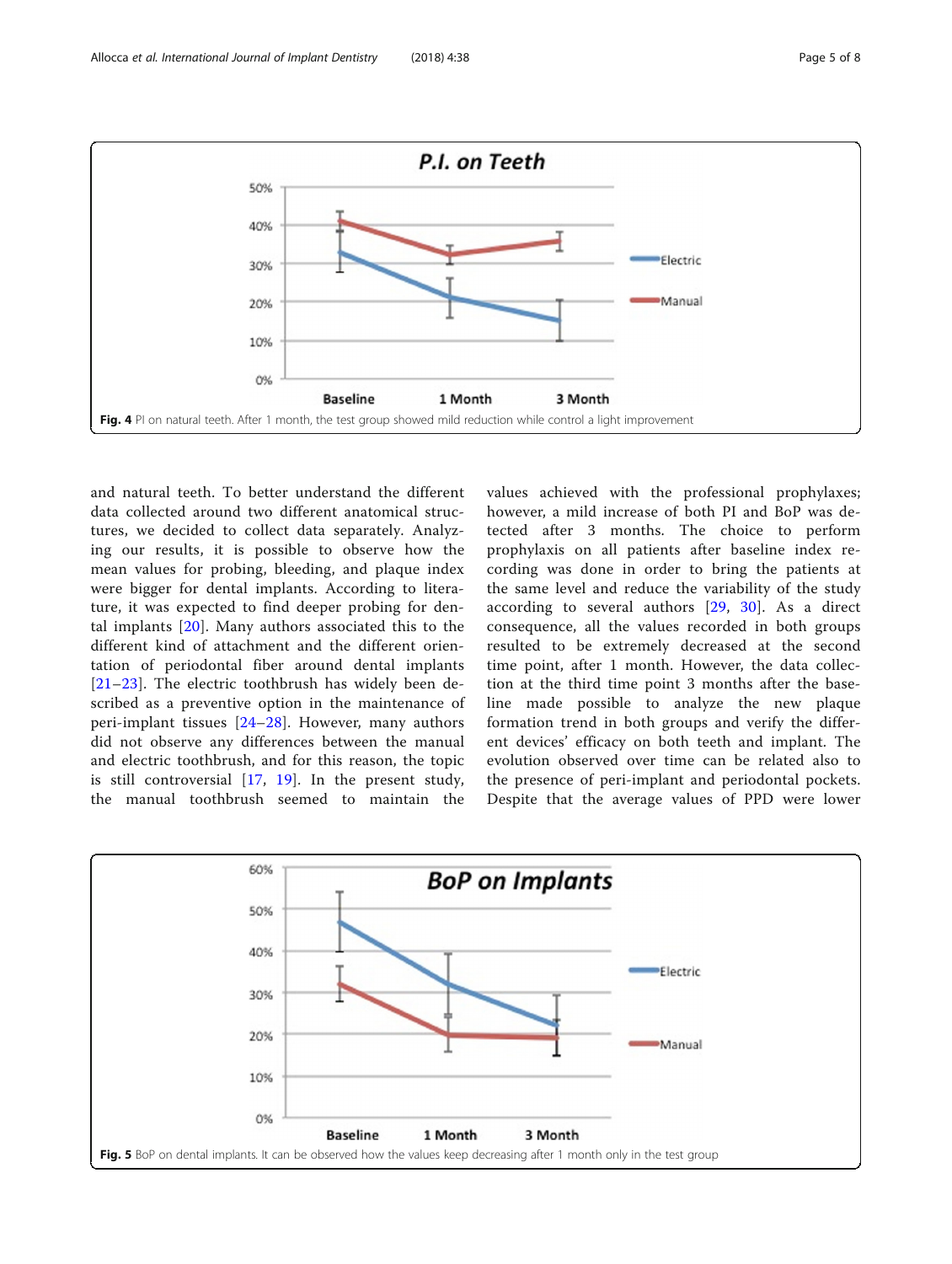Fig. 4 PI on natural teeth. After 1 month, the test group showed mild reduction while control a light improvement

and natural teeth. To better understand the different data collected around two different anatomical structures, we decided to collect data separately. Analyzing our results, it is possible to observe how the mean values for probing, bleeding, and plaque index were bigger for dental implants. According to literature, it was expected to find deeper probing for dental implants [20]. Many authors associated this to the different kind of attachment and the different orientation of periodontal fiber around dental implants [21–23]. The electric toothbrush has widely been described as a preventive option in the maintenance of peri-implant tissues [24–28]. However, many authors did not observe any differences between the manual and electric toothbrush, and for this reason, the topic is still controversial [17, 19]. In the present study, the manual toothbrush seemed to maintain the values achieved with the professional prophylaxes; however, a mild increase of both PI and BoP was detected after 3 months. The choice to perform prophylaxis on all patients after baseline index recording was done in order to bring the patients at the same level and reduce the variability of the study according to several authors [29, 30]. As a direct consequence, all the values recorded in both groups resulted to be extremely decreased at the second time point, after 1 month. However, the data collection at the third time point 3 months after the baseline made possible to analyze the new plaque formation trend in both groups and verify the different devices' efficacy on both teeth and implant. The evolution observed over time can be related also to the presence of peri-implant and periodontal pockets. Despite that the average values of PPD were lower

Fig. 5 BoP on dental implants. It can be observed how the values keep decreasing after 1 month only in the test group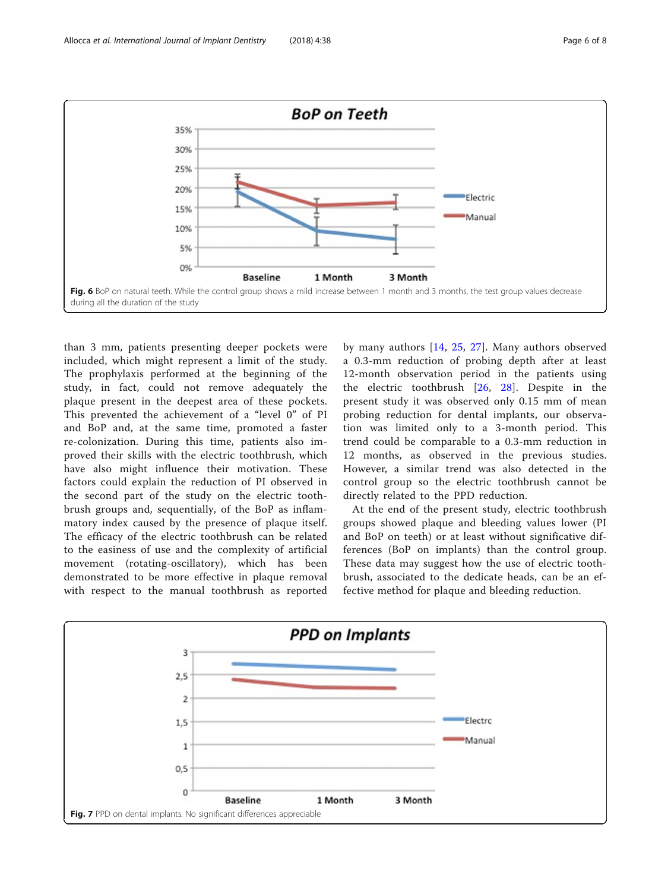Fig. 6 BoP on natural teeth. While the control group shows a mild increase between 1 month and 3 months, the test group values decrease during all the duration of the study

than 3 mm, patients presenting deeper pockets were included, which might represent a limit of the study. The prophylaxis performed at the beginning of the study, in fact, could not remove adequately the plaque present in the deepest area of these pockets. This prevented the achievement of a "level 0" of PI and BoP and, at the same time, promoted a faster re-colonization. During this time, patients also improved their skills with the electric toothbrush, which have also might influence their motivation. These factors could explain the reduction of PI observed in the second part of the study on the electric toothbrush groups and, sequentially, of the BoP as inflammatory index caused by the presence of plaque itself. The efficacy of the electric toothbrush can be related to the easiness of use and the complexity of artificial movement (rotating-oscillatory), which has been demonstrated to be more effective in plaque removal with respect to the manual toothbrush as reported by many authors [14, 25, 27]. Many authors observed a 0.3-mm reduction of probing depth after at least 12-month observation period in the patients using the electric toothbrush [26, 28]. Despite in the present study it was observed only 0.15 mm of mean probing reduction for dental implants, our observation was limited only to a 3-month period. This trend could be comparable to a 0.3-mm reduction in 12 months, as observed in the previous studies. However, a similar trend was also detected in the control group so the electric toothbrush cannot be directly related to the PPD reduction.

At the end of the present study, electric toothbrush groups showed plaque and bleeding values lower (PI and BoP on teeth) or at least without significative differences (BoP on implants) than the control group. These data may suggest how the use of electric toothbrush, associated to the dedicate heads, can be an effective method for plaque and bleeding reduction.

Fig. 7 PPD on dental implants. No significant differences appreciable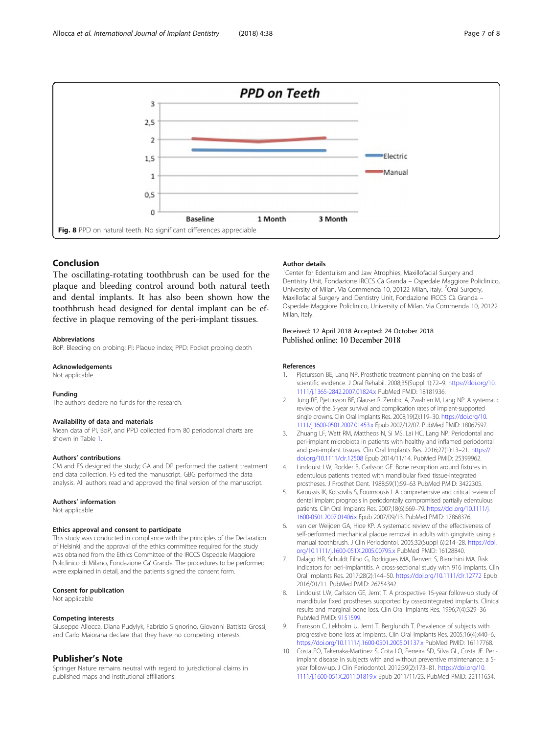Fig. 8 PPD on natural teeth. No significant differences appreciable

## Conclusion

The oscillating-rotating toothbrush can be used for the plaque and bleeding control around both natural teeth and dental implants. It has also been shown how the toothbrush head designed for dental implant can be effective in plaque removing of the peri-implant tissues.

### Abbreviations

BoP: Bleeding on probing; PI: Plaque index; PPD: Pocket probing depth

### Acknowledgements

Not applicable

### Funding

The authors declare no funds for the research.

### Availability of data and materials

Mean data of PI, BoP, and PPD collected from 80 periodontal charts are shown in Table 1.

### Authors' contributions

CM and FS designed the study; GA and DP performed the patient treatment and data collection. FS edited the manuscript. GBG performed the data analysis. All authors read and approved the final version of the manuscript.

### Authors' information

Not applicable

### Ethics approval and consent to participate

This study was conducted in compliance with the principles of the Declaration of Helsinki, and the approval of the ethics committee required for the study was obtained from the Ethics Committee of the IRCCS Ospedale Maggiore Policlinico di Milano, Fondazione Ca' Granda. The procedures to be performed were explained in detail, and the patients signed the consent form.

### Consent for publication

Not applicable

### Competing interests

Giuseppe Allocca, Diana Pudylyk, Fabrizio Signorino, Giovanni Battista Grossi, and Carlo Maiorana declare that they have no competing interests.

## Publisher's Note

Springer Nature remains neutral with regard to jurisdictional claims in published maps and institutional affiliations.

### Author details

[1]Center for Edentulism and Jaw Atrophies, Maxillofacial Surgery and Dentistry Unit, Fondazione IRCCS Cà Granda – Ospedale Maggiore Policlinico, University of Milan, Via Commenda 10, 20122 Milan, Italy. [2]Oral Surgery, Maxillofacial Surgery and Dentistry Unit, Fondazione IRCCS Cà Granda – Ospedale Maggiore Policlinico, University of Milan, Via Commenda 10, 20122 Milan, Italy.

Received: 12 April 2018 Accepted: 24 October 2018
Published online: 10 December 2018

### References

1. Pjetursson BE, Lang NP. Prosthetic treatment planning on the basis of scientific evidence. J Oral Rehabil. 2008;35(Suppl 1):72–9. https://doi.org/10.1111/j.1365-2842.2007.01824.x PubMed PMID: 18181936.
2. Jung RE, Pjetursson BE, Glauser R, Zembic A, Zwahlen M, Lang NP. A systematic review of the 5-year survival and complication rates of implant-supported single crowns. Clin Oral Implants Res. 2008;19(2):119–30. https://doi.org/10.1111/j.1600-0501.2007.01453.x Epub 2007/12/07. PubMed PMID: 18067597.
3. Zhuang LF, Watt RM, Mattheos N, Si MS, Lai HC, Lang NP. Periodontal and peri-implant microbiota in patients with healthy and inflamed periodontal and peri-implant tissues. Clin Oral Implants Res. 2016;27(1):13–21. https://doi.org/10.1111/clr.12508 Epub 2014/11/14. PubMed PMID: 25399962.
4. Lindquist LW, Rockler B, Carlsson GE. Bone resorption around fixtures in edentulous patients treated with mandibular fixed tissue-integrated prostheses. J Prosthet Dent. 1988;59(1):59–63 PubMed PMID: 3422305.
5. Karoussis IK, Kotsovilis S, Fourmousis I. A comprehensive and critical review of dental implant prognosis in periodontally compromised partially edentulous patients. Clin Oral Implants Res. 2007;18(6):669–79. https://doi.org/10.1111/j.1600-0501.2007.01406.x Epub 2007/09/13. PubMed PMID: 17868376.
6. van der Weijden GA, Hioe KP. A systematic review of the effectiveness of self-performed mechanical plaque removal in adults with gingivitis using a manual toothbrush. J Clin Periodontol. 2005;32(Suppl 6):214–28. https://doi.org/10.1111/j.1600-051X.2005.00795.x PubMed PMID: 16128840.
7. Dalago HR, Schuldt Filho G, Rodrigues MA, Renvert S, Bianchini MA. Risk indicators for peri-implantitis. A cross-sectional study with 916 implants. Clin Oral Implants Res. 2017;28(2):144–50. https://doi.org/10.1111/clr.12772 Epub 2016/01/11. PubMed PMID: 26754342.
8. Lindquist LW, Carlsson GE, Jemt T. A prospective 15-year follow-up study of mandibular fixed prostheses supported by osseointegrated implants. Clinical results and marginal bone loss. Clin Oral Implants Res. 1996;7(4):329–36 PubMed PMID: 9151599.
9. Fransson C, Lekholm U, Jemt T, Berglundh T. Prevalence of subjects with progressive bone loss at implants. Clin Oral Implants Res. 2005;16(4):440–6. https://doi.org/10.1111/j.1600-0501.2005.01137.x PubMed PMID: 16117768.
10. Costa FO, Takenaka-Martinez S, Cota LO, Ferreira SD, Silva GL, Costa JE. Peri-implant disease in subjects with and without preventive maintenance: a 5-year follow-up. J Clin Periodontol. 2012;39(2):173–81. https://doi.org/10.1111/j.1600-051X.2011.01819.x Epub 2011/11/23. PubMed PMID: 22111654.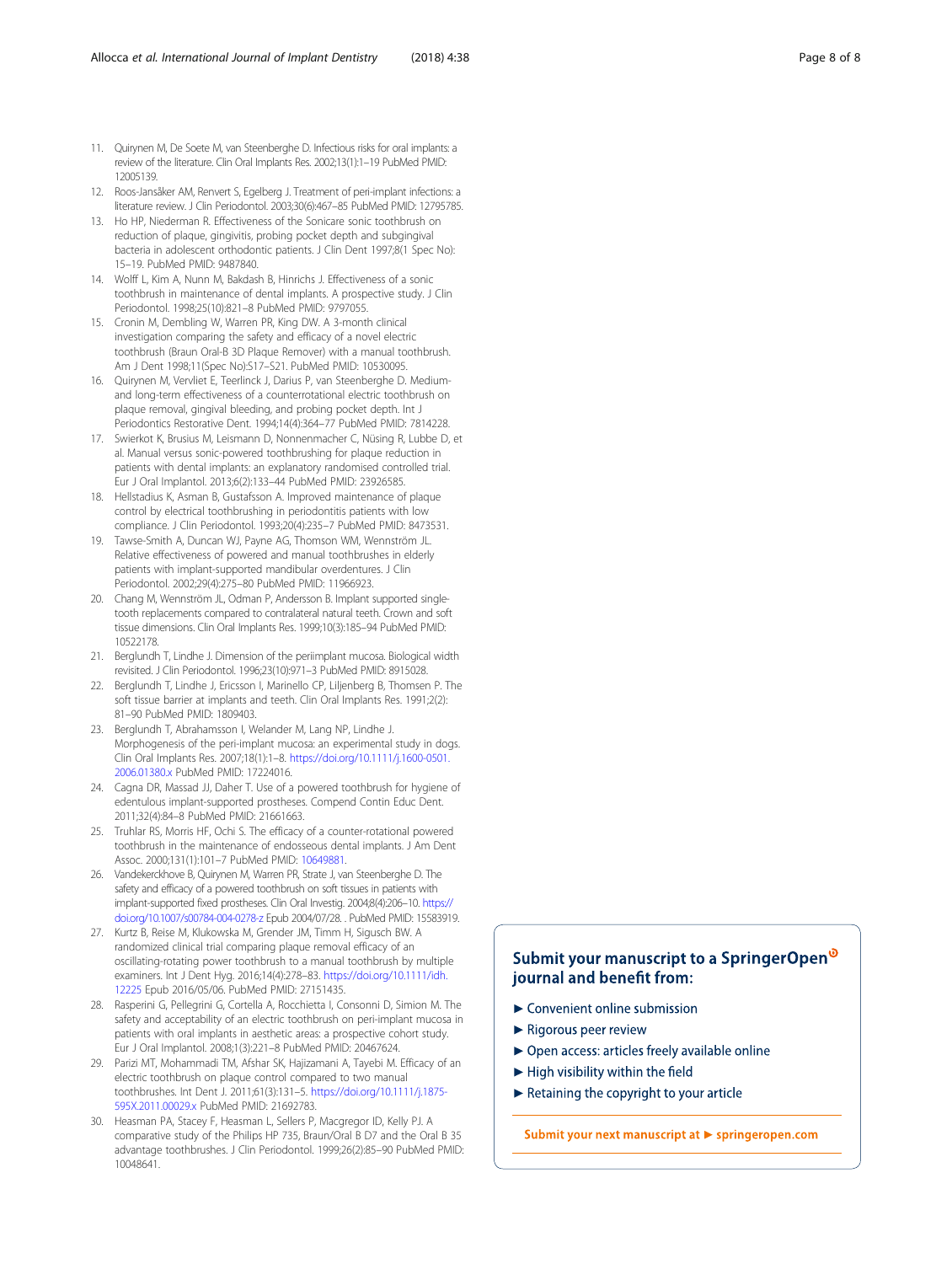11. Quirynen M, De Soete M, van Steenberghe D. Infectious risks for oral implants: a review of the literature. Clin Oral Implants Res. 2002;13(1):1–19 PubMed PMID: 12005139.
12. Roos-Jansåker AM, Renvert S, Egelberg J. Treatment of peri-implant infections: a literature review. J Clin Periodontol. 2003;30(6):467–85 PubMed PMID: 12795785.
13. Ho HP, Niederman R. Effectiveness of the Sonicare sonic toothbrush on reduction of plaque, gingivitis, probing pocket depth and subgingival bacteria in adolescent orthodontic patients. J Clin Dent 1997;8(1 Spec No): 15–19. PubMed PMID: 9487840.
14. Wolff L, Kim A, Nunn M, Bakdash B, Hinrichs J. Effectiveness of a sonic toothbrush in maintenance of dental implants. A prospective study. J Clin Periodontol. 1998;25(10):821–8 PubMed PMID: 9797055.
15. Cronin M, Dembling W, Warren PR, King DW. A 3-month clinical investigation comparing the safety and efficacy of a novel electric toothbrush (Braun Oral-B 3D Plaque Remover) with a manual toothbrush. Am J Dent 1998;11(Spec No):S17–S21. PubMed PMID: 10530095.
16. Quirynen M, Vervliet E, Teerlinck J, Darius P, van Steenberghe D. Medium- and long-term effectiveness of a counterrotational electric toothbrush on plaque removal, gingival bleeding, and probing pocket depth. Int J Periodontics Restorative Dent. 1994;14(4):364–77 PubMed PMID: 7814228.
17. Swierkot K, Brusius M, Leismann D, Nonnenmacher C, Nüsing R, Lubbe D, et al. Manual versus sonic-powered toothbrushing for plaque reduction in patients with dental implants: an explanatory randomised controlled trial. Eur J Oral Implantol. 2013;6(2):133–44 PubMed PMID: 23926585.
18. Hellstadius K, Asman B, Gustafsson A. Improved maintenance of plaque control by electrical toothbrushing in periodontitis patients with low compliance. J Clin Periodontol. 1993;20(4):235–7 PubMed PMID: 8473531.
19. Tawse-Smith A, Duncan WJ, Payne AG, Thomson WM, Wennström JL. Relative effectiveness of powered and manual toothbrushes in elderly patients with implant-supported mandibular overdentures. J Clin Periodontol. 2002;29(4):275–80 PubMed PMID: 11966923.
20. Chang M, Wennström JL, Odman P, Andersson B. Implant supported single-tooth replacements compared to contralateral natural teeth. Crown and soft tissue dimensions. Clin Oral Implants Res. 1999;10(3):185–94 PubMed PMID: 10522178.
21. Berglundh T, Lindhe J. Dimension of the periimplant mucosa. Biological width revisited. J Clin Periodontol. 1996;23(10):971–3 PubMed PMID: 8915028.
22. Berglundh T, Lindhe J, Ericsson I, Marinello CP, Liljenberg B, Thomsen P. The soft tissue barrier at implants and teeth. Clin Oral Implants Res. 1991;2(2): 81–90 PubMed PMID: 1809403.
23. Berglundh T, Abrahamsson I, Welander M, Lang NP, Lindhe J. Morphogenesis of the peri-implant mucosa: an experimental study in dogs. Clin Oral Implants Res. 2007;18(1):1–8. https://doi.org/10.1111/j.1600-0501.2006.01380.x PubMed PMID: 17224016.
24. Cagna DR, Massad JJ, Daher T. Use of a powered toothbrush for hygiene of edentulous implant-supported prostheses. Compend Contin Educ Dent. 2011;32(4):84–8 PubMed PMID: 21661663.
25. Truhlar RS, Morris HF, Ochi S. The efficacy of a counter-rotational powered toothbrush in the maintenance of endosseous dental implants. J Am Dent Assoc. 2000;131(1):101–7 PubMed PMID: 10649881.
26. Vandekerckhove B, Quirynen M, Warren PR, Strate J, van Steenberghe D. The safety and efficacy of a powered toothbrush on soft tissues in patients with implant-supported fixed prostheses. Clin Oral Investig. 2004;8(4):206–10. https://doi.org/10.1007/s00784-004-0278-z Epub 2004/07/28. . PubMed PMID: 15583919.
27. Kurtz B, Reise M, Klukowska M, Grender JM, Timm H, Sigusch BW. A randomized clinical trial comparing plaque removal efficacy of an oscillating-rotating power toothbrush to a manual toothbrush by multiple examiners. Int J Dent Hyg. 2016;14(4):278–83. https://doi.org/10.1111/idh.12225 Epub 2016/05/06. PubMed PMID: 27151435.
28. Rasperini G, Pellegrini G, Cortella A, Rocchietta I, Consonni D, Simion M. The safety and acceptability of an electric toothbrush on peri-implant mucosa in patients with oral implants in aesthetic areas: a prospective cohort study. Eur J Oral Implantol. 2008;1(3):221–8 PubMed PMID: 20467624.
29. Parizi MT, Mohammadi TM, Afshar SK, Hajizamani A, Tayebi M. Efficacy of an electric toothbrush on plaque control compared to two manual toothbrushes. Int Dent J. 2011;61(3):131–5. https://doi.org/10.1111/j.1875-595X.2011.00029.x PubMed PMID: 21692783.
30. Heasman PA, Stacey F, Heasman L, Sellers P, Macgregor ID, Kelly PJ. A comparative study of the Philips HP 735, Braun/Oral B D7 and the Oral B 35 advantage toothbrushes. J Clin Periodontol. 1999;26(2):85–90 PubMed PMID: 10048641.

**Submit your manuscript to a SpringerOpen journal and benefit from:**

- ► Convenient online submission
- ► Rigorous peer review
- ► Open access: articles freely available online
- ► High visibility within the field
- ► Retaining the copyright to your article

**Submit your next manuscript at ► springeropen.com**